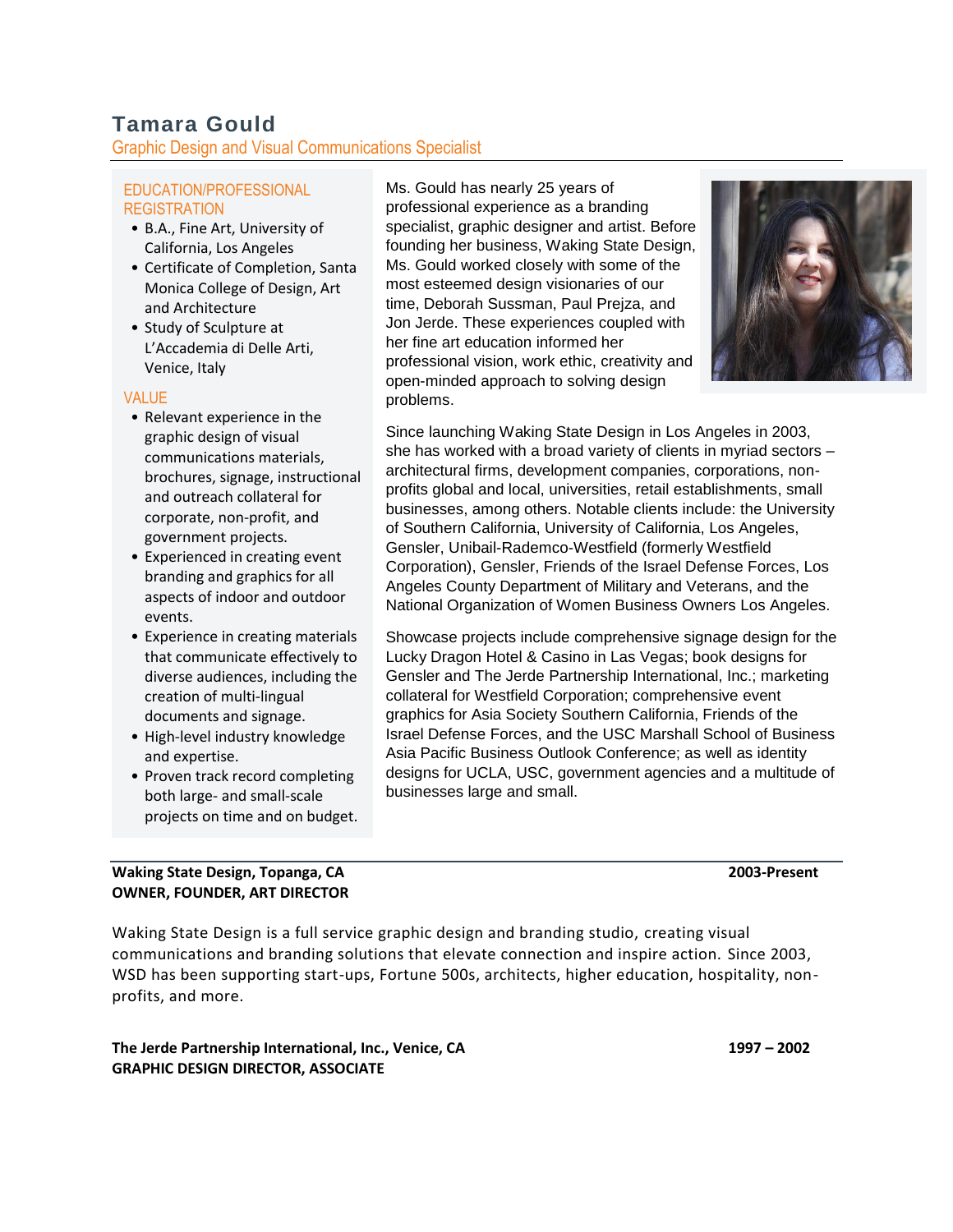# Tamara Gould

Graphic Design and Visual Communications Specialist

## EDUCATION/PROFESSIONAL REGISTRATION

- B.A., Fine Art, University of California, Los Angeles
- Certificate of Completion, Santa Monica College of Design, Art and Architecture
- Study of Sculpture at L'Accademia di Delle Arti, Venice, Italy

## VALUE

- Relevant experience in the graphic design of visual communications materials, brochures, signage, instructional and outreach collateral for corporate, non-profit, and government projects.
- Experienced in creating event branding and graphics for all aspects of indoor and outdoor events.
- Experience in creating materials that communicate effectively to diverse audiences, including the creation of multi-lingual documents and signage.
- High-level industry knowledge and expertise.
- Proven track record completing both large- and small-scale projects on time and on budget.

Ms. Gould has nearly 25 years of professional experience as a branding specialist, graphic designer and artist. Before founding her business, Waking State Design, Ms. Gould worked closely with some of the most esteemed design visionaries of our time, Deborah Sussman, Paul Prejza, and Jon Jerde. These experiences coupled with her fine art education informed her professional vision, work ethic, creativity and open-minded approach to solving design problems.

Since launching Waking State Design in Los Angeles in 2003, she has worked with a broad variety of clients in myriad sectors – architectural firms, development companies, corporations, non-profits global and local, universities, retail establishments, small businesses, among others. Notable clients include: the University of Southern California, University of California, Los Angeles, Gensler, Unibail-Rademco-Westfield (formerly Westfield Corporation), Gensler, Friends of the Israel Defense Forces, Los Angeles County Department of Military and Veterans, and the National Organization of Women Business Owners Los Angeles.

Showcase projects include comprehensive signage design for the Lucky Dragon Hotel & Casino in Las Vegas; book designs for Gensler and The Jerde Partnership International, Inc.; marketing collateral for Westfield Corporation; comprehensive event graphics for Asia Society Southern California, Friends of the Israel Defense Forces, and the USC Marshall School of Business Asia Pacific Business Outlook Conference; as well as identity designs for UCLA, USC, government agencies and a multitude of businesses large and small.

---

**Waking State Design, Topanga, CA** **2003-Present**
**OWNER, FOUNDER, ART DIRECTOR**

Waking State Design is a full service graphic design and branding studio, creating visual communications and branding solutions that elevate connection and inspire action. Since 2003, WSD has been supporting start-ups, Fortune 500s, architects, higher education, hospitality, non-profits, and more.

**The Jerde Partnership International, Inc., Venice, CA** **1997 – 2002**
**GRAPHIC DESIGN DIRECTOR, ASSOCIATE**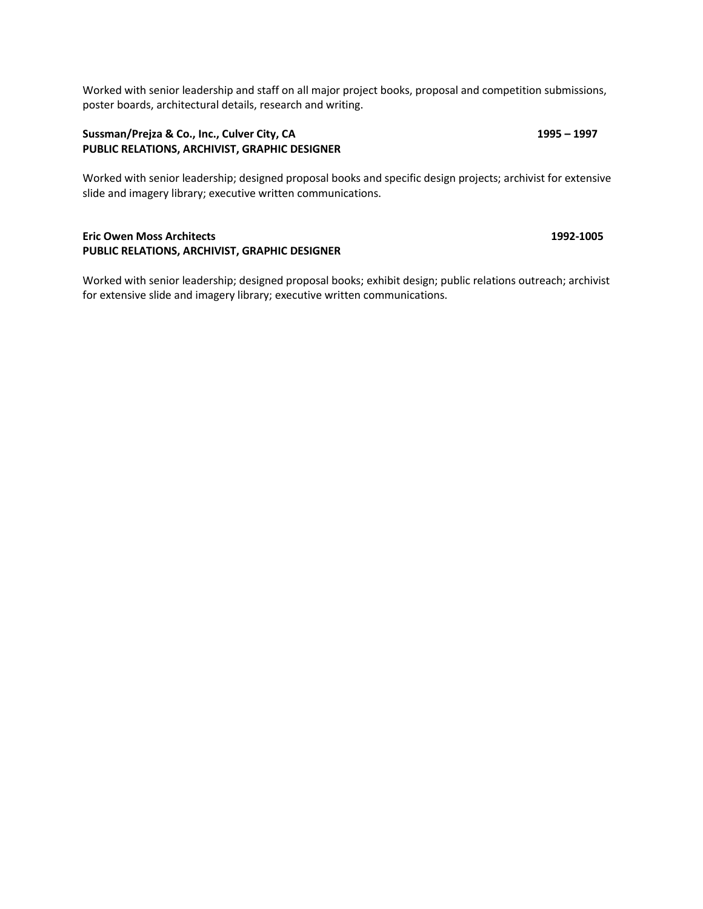Worked with senior leadership and staff on all major project books, proposal and competition submissions, poster boards, architectural details, research and writing.

**Sussman/Prejza & Co., Inc., Culver City, CA** **1995 – 1997**
**PUBLIC RELATIONS, ARCHIVIST, GRAPHIC DESIGNER**

Worked with senior leadership; designed proposal books and specific design projects; archivist for extensive slide and imagery library; executive written communications.

**Eric Owen Moss Architects** **1992-1005**
**PUBLIC RELATIONS, ARCHIVIST, GRAPHIC DESIGNER**

Worked with senior leadership; designed proposal books; exhibit design; public relations outreach; archivist for extensive slide and imagery library; executive written communications.